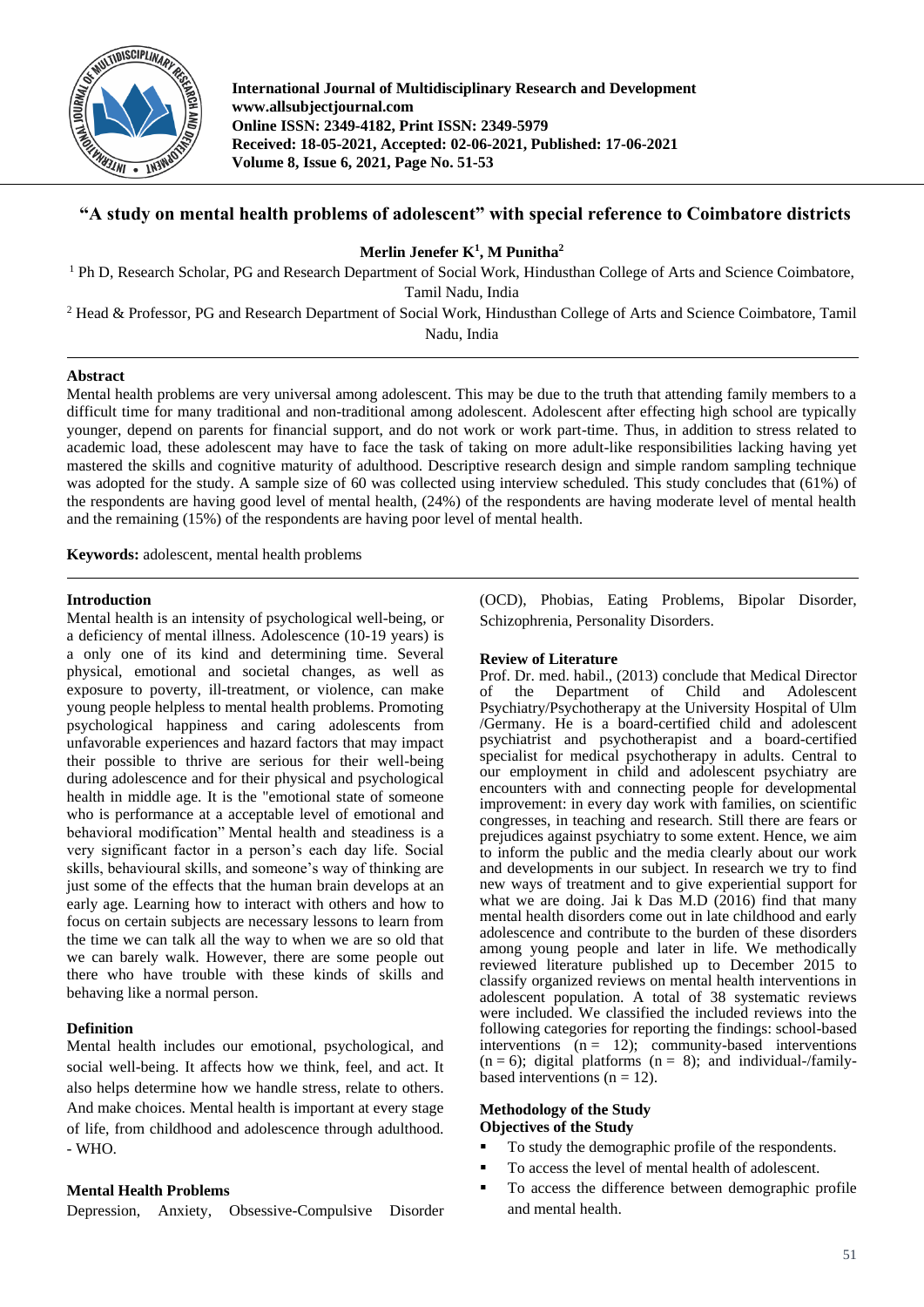# "A study on mental health problems of adolescent" with special reference to Coimbatore districts

**Merlin Jenefer K[1], M Punitha[2]**

[1] Ph D, Research Scholar, PG and Research Department of Social Work, Hindusthan College of Arts and Science Coimbatore, Tamil Nadu, India

[2] Head & Professor, PG and Research Department of Social Work, Hindusthan College of Arts and Science Coimbatore, Tamil Nadu, India

## Abstract

Mental health problems are very universal among adolescent. This may be due to the truth that attending family members to a difficult time for many traditional and non-traditional among adolescent. Adolescent after effecting high school are typically younger, depend on parents for financial support, and do not work or work part-time. Thus, in addition to stress related to academic load, these adolescent may have to face the task of taking on more adult-like responsibilities lacking having yet mastered the skills and cognitive maturity of adulthood. Descriptive research design and simple random sampling technique was adopted for the study. A sample size of 60 was collected using interview scheduled. This study concludes that (61%) of the respondents are having good level of mental health, (24%) of the respondents are having moderate level of mental health and the remaining (15%) of the respondents are having poor level of mental health.

**Keywords:** adolescent, mental health problems

## Introduction

Mental health is an intensity of psychological well-being, or a deficiency of mental illness. Adolescence (10-19 years) is a only one of its kind and determining time. Several physical, emotional and societal changes, as well as exposure to poverty, ill-treatment, or violence, can make young people helpless to mental health problems. Promoting psychological happiness and caring adolescents from unfavorable experiences and hazard factors that may impact their possible to thrive are serious for their well-being during adolescence and for their physical and psychological health in middle age. It is the "emotional state of someone who is performance at a acceptable level of emotional and behavioral modification" Mental health and steadiness is a very significant factor in a person's each day life. Social skills, behavioural skills, and someone's way of thinking are just some of the effects that the human brain develops at an early age. Learning how to interact with others and how to focus on certain subjects are necessary lessons to learn from the time we can talk all the way to when we are so old that we can barely walk. However, there are some people out there who have trouble with these kinds of skills and behaving like a normal person.

## Definition

Mental health includes our emotional, psychological, and social well-being. It affects how we think, feel, and act. It also helps determine how we handle stress, relate to others. And make choices. Mental health is important at every stage of life, from childhood and adolescence through adulthood. - WHO.

## Mental Health Problems

Depression, Anxiety, Obsessive-Compulsive Disorder (OCD), Phobias, Eating Problems, Bipolar Disorder, Schizophrenia, Personality Disorders.

## Review of Literature

Prof. Dr. med. habil., (2013) conclude that Medical Director of the Department of Child and Adolescent Psychiatry/Psychotherapy at the University Hospital of Ulm /Germany. He is a board-certified child and adolescent psychiatrist and psychotherapist and a board-certified specialist for medical psychotherapy in adults. Central to our employment in child and adolescent psychiatry are encounters with and connecting people for developmental improvement: in every day work with families, on scientific congresses, in teaching and research. Still there are fears or prejudices against psychiatry to some extent. Hence, we aim to inform the public and the media clearly about our work and developments in our subject. In research we try to find new ways of treatment and to give experiential support for what we are doing. Jai k Das M.D (2016) find that many mental health disorders come out in late childhood and early adolescence and contribute to the burden of these disorders among young people and later in life. We methodically reviewed literature published up to December 2015 to classify organized reviews on mental health interventions in adolescent population. A total of 38 systematic reviews were included. We classified the included reviews into the following categories for reporting the findings: school-based interventions (n = 12); community-based interventions (n = 6); digital platforms (n = 8); and individual-/family-based interventions (n = 12).

## Methodology of the Study

### Objectives of the Study

- To study the demographic profile of the respondents.
- To access the level of mental health of adolescent.
- To access the difference between demographic profile and mental health.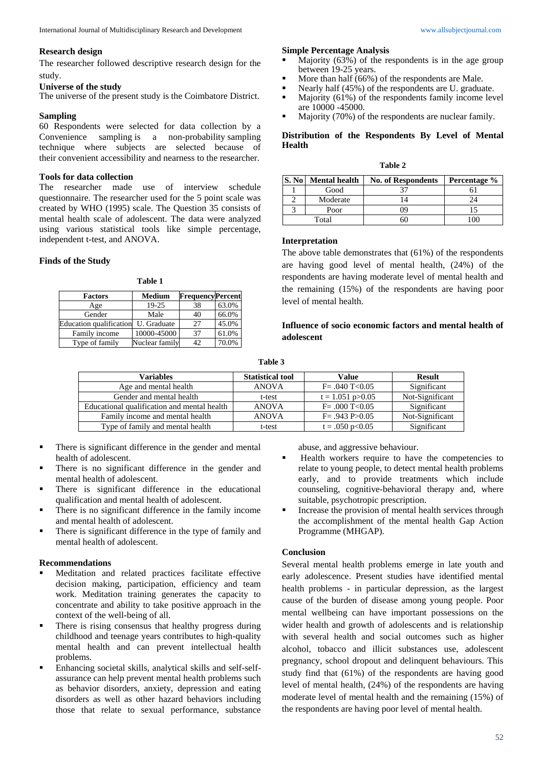### Research design

The researcher followed descriptive research design for the study.

### Universe of the study

The universe of the present study is the Coimbatore District.

### Sampling

60 Respondents were selected for data collection by a Convenience sampling is a non-probability sampling technique where subjects are selected because of their convenient accessibility and nearness to the researcher.

### Tools for data collection

The researcher made use of interview schedule questionnaire. The researcher used for the 5 point scale was created by WHO (1995) scale. The Question 35 consists of mental health scale of adolescent. The data were analyzed using various statistical tools like simple percentage, independent t-test, and ANOVA.

### Finds of the Study

**Table 1**

| Factors | Medium | Frequency | Percent |
|---|---|---|---|
| Age | 19-25 | 38 | 63.0% |
| Gender | Male | 40 | 66.0% |
| Education qualification | U. Graduate | 27 | 45.0% |
| Family income | 10000-45000 | 37 | 61.0% |
| Type of family | Nuclear family | 42 | 70.0% |

### Simple Percentage Analysis

- Majority (63%) of the respondents is in the age group between 19-25 years.
- More than half (66%) of the respondents are Male.
- Nearly half (45%) of the respondents are U. graduate.
- Majority (61%) of the respondents family income level are 10000 -45000.
- Majority (70%) of the respondents are nuclear family.

### Distribution of the Respondents By Level of Mental Health

**Table 2**

| S. No | Mental health | No. of Respondents | Percentage % |
|---|---|---|---|
| 1 | Good | 37 | 61 |
| 2 | Moderate | 14 | 24 |
| 3 | Poor | 09 | 15 |
| Total | | 60 | 100 |

### Interpretation

The above table demonstrates that (61%) of the respondents are having good level of mental health, (24%) of the respondents are having moderate level of mental health and the remaining (15%) of the respondents are having poor level of mental health.

### Influence of socio economic factors and mental health of adolescent

**Table 3**

| Variables | Statistical tool | Value | Result |
|---|---|---|---|
| Age and mental health | ANOVA | F= .040 T<0.05 | Significant |
| Gender and mental health | t-test | t = 1.051 p>0.05 | Not-Significant |
| Educational qualification and mental health | ANOVA | F= .000 T<0.05 | Significant |
| Family income and mental health | ANOVA | F= .943 P>0.05 | Not-Significant |
| Type of family and mental health | t-test | t = .050 p<0.05 | Significant |

- There is significant difference in the gender and mental health of adolescent.
- There is no significant difference in the gender and mental health of adolescent.
- There is significant difference in the educational qualification and mental health of adolescent.
- There is no significant difference in the family income and mental health of adolescent.
- There is significant difference in the type of family and mental health of adolescent.

### Recommendations

- Meditation and related practices facilitate effective decision making, participation, efficiency and team work. Meditation training generates the capacity to concentrate and ability to take positive approach in the context of the well-being of all.
- There is rising consensus that healthy progress during childhood and teenage years contributes to high-quality mental health and can prevent intellectual health problems.
- Enhancing societal skills, analytical skills and self-self-assurance can help prevent mental health problems such as behavior disorders, anxiety, depression and eating disorders as well as other hazard behaviors including those that relate to sexual performance, substance abuse, and aggressive behaviour.
- Health workers require to have the competencies to relate to young people, to detect mental health problems early, and to provide treatments which include counseling, cognitive-behavioral therapy and, where suitable, psychotropic prescription.
- Increase the provision of mental health services through the accomplishment of the mental health Gap Action Programme (MHGAP).

### Conclusion

Several mental health problems emerge in late youth and early adolescence. Present studies have identified mental health problems - in particular depression, as the largest cause of the burden of disease among young people. Poor mental wellbeing can have important possessions on the wider health and growth of adolescents and is relationship with several health and social outcomes such as higher alcohol, tobacco and illicit substances use, adolescent pregnancy, school dropout and delinquent behaviours. This study find that (61%) of the respondents are having good level of mental health, (24%) of the respondents are having moderate level of mental health and the remaining (15%) of the respondents are having poor level of mental health.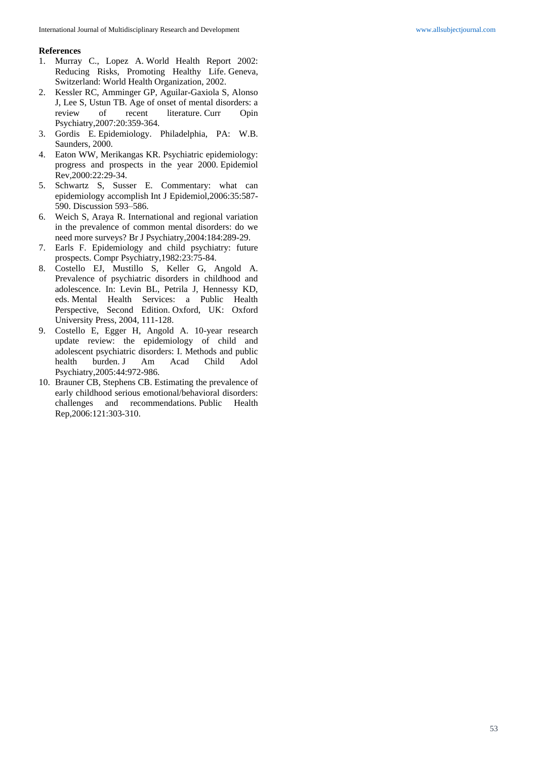**References**

1. Murray C., Lopez A. World Health Report 2002: Reducing Risks, Promoting Healthy Life. Geneva, Switzerland: World Health Organization, 2002.
2. Kessler RC, Amminger GP, Aguilar-Gaxiola S, Alonso J, Lee S, Ustun TB. Age of onset of mental disorders: a review of recent literature. Curr Opin Psychiatry,2007:20:359-364.
3. Gordis E. Epidemiology. Philadelphia, PA: W.B. Saunders, 2000.
4. Eaton WW, Merikangas KR. Psychiatric epidemiology: progress and prospects in the year 2000. Epidemiol Rev,2000:22:29-34.
5. Schwartz S, Susser E. Commentary: what can epidemiology accomplish Int J Epidemiol,2006:35:587-590. Discussion 593–586.
6. Weich S, Araya R. International and regional variation in the prevalence of common mental disorders: do we need more surveys? Br J Psychiatry,2004:184:289-29.
7. Earls F. Epidemiology and child psychiatry: future prospects. Compr Psychiatry,1982:23:75-84.
8. Costello EJ, Mustillo S, Keller G, Angold A. Prevalence of psychiatric disorders in childhood and adolescence. In: Levin BL, Petrila J, Hennessy KD, eds. Mental Health Services: a Public Health Perspective, Second Edition. Oxford, UK: Oxford University Press, 2004, 111-128.
9. Costello E, Egger H, Angold A. 10-year research update review: the epidemiology of child and adolescent psychiatric disorders: I. Methods and public health burden. J Am Acad Child Adol Psychiatry,2005:44:972-986.
10. Brauner CB, Stephens CB. Estimating the prevalence of early childhood serious emotional/behavioral disorders: challenges and recommendations. Public Health Rep,2006:121:303-310.